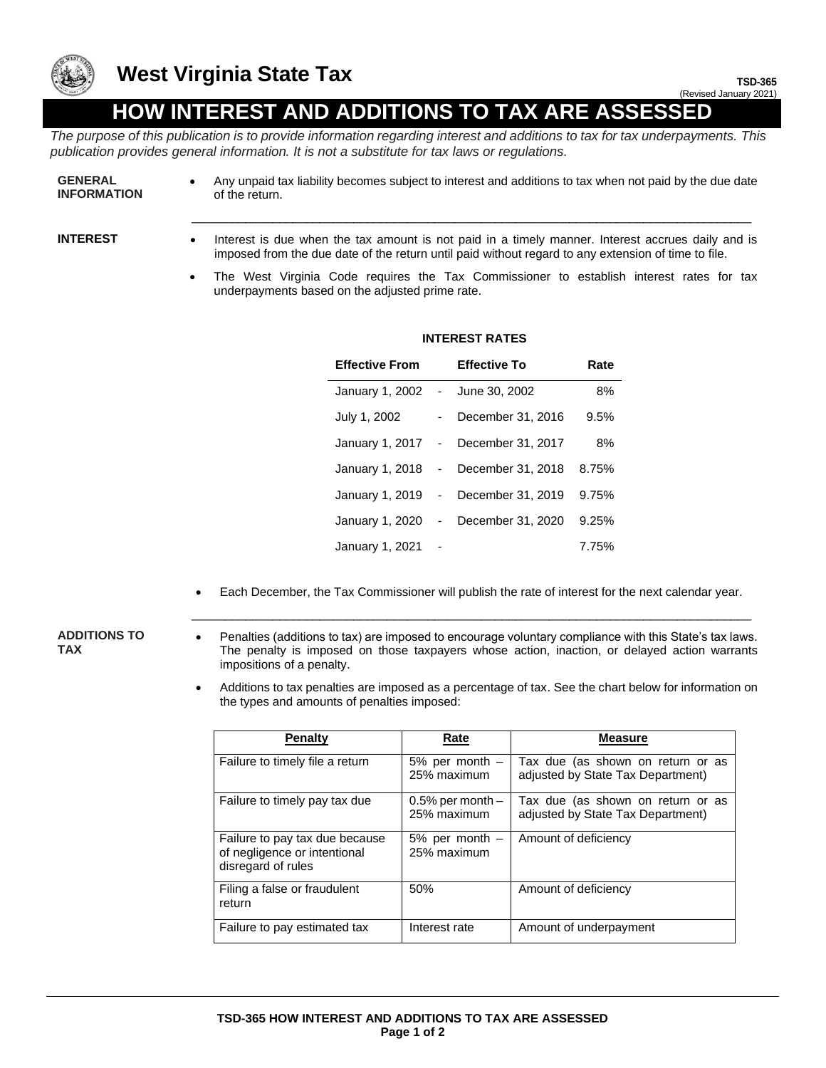# West Virginia State Tax

**TSD-365**
(Revised January 2021)

# HOW INTEREST AND ADDITIONS TO TAX ARE ASSESSED

*The purpose of this publication is to provide information regarding interest and additions to tax for tax underpayments. This publication provides general information. It is not a substitute for tax laws or regulations.*

## GENERAL INFORMATION

- Any unpaid tax liability becomes subject to interest and additions to tax when not paid by the due date of the return.

## INTEREST

- Interest is due when the tax amount is not paid in a timely manner. Interest accrues daily and is imposed from the due date of the return until paid without regard to any extension of time to file.
- The West Virginia Code requires the Tax Commissioner to establish interest rates for tax underpayments based on the adjusted prime rate.

**INTEREST RATES**

| Effective From | | Effective To | Rate |
|---|---|---|---|
| January 1, 2002 | - | June 30, 2002 | 8% |
| July 1, 2002 | - | December 31, 2016 | 9.5% |
| January 1, 2017 | - | December 31, 2017 | 8% |
| January 1, 2018 | - | December 31, 2018 | 8.75% |
| January 1, 2019 | - | December 31, 2019 | 9.75% |
| January 1, 2020 | - | December 31, 2020 | 9.25% |
| January 1, 2021 | - | | 7.75% |

- Each December, the Tax Commissioner will publish the rate of interest for the next calendar year.

## ADDITIONS TO TAX

- Penalties (additions to tax) are imposed to encourage voluntary compliance with this State's tax laws. The penalty is imposed on those taxpayers whose action, inaction, or delayed action warrants impositions of a penalty.
- Additions to tax penalties are imposed as a percentage of tax. See the chart below for information on the types and amounts of penalties imposed:

| Penalty | Rate | Measure |
|---|---|---|
| Failure to timely file a return | 5% per month – 25% maximum | Tax due (as shown on return or as adjusted by State Tax Department) |
| Failure to timely pay tax due | 0.5% per month – 25% maximum | Tax due (as shown on return or as adjusted by State Tax Department) |
| Failure to pay tax due because of negligence or intentional disregard of rules | 5% per month – 25% maximum | Amount of deficiency |
| Filing a false or fraudulent return | 50% | Amount of deficiency |
| Failure to pay estimated tax | Interest rate | Amount of underpayment |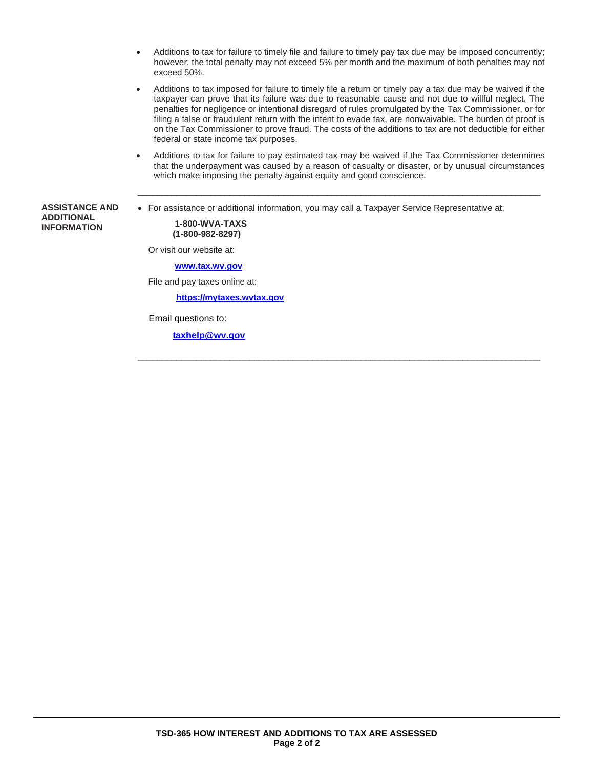- Additions to tax for failure to timely file and failure to timely pay tax due may be imposed concurrently; however, the total penalty may not exceed 5% per month and the maximum of both penalties may not exceed 50%.
- Additions to tax imposed for failure to timely file a return or timely pay a tax due may be waived if the taxpayer can prove that its failure was due to reasonable cause and not due to willful neglect. The penalties for negligence or intentional disregard of rules promulgated by the Tax Commissioner, or for filing a false or fraudulent return with the intent to evade tax, are nonwaivable. The burden of proof is on the Tax Commissioner to prove fraud. The costs of the additions to tax are not deductible for either federal or state income tax purposes.
- Additions to tax for failure to pay estimated tax may be waived if the Tax Commissioner determines that the underpayment was caused by a reason of casualty or disaster, or by unusual circumstances which make imposing the penalty against equity and good conscience.

---

**ASSISTANCE AND ADDITIONAL INFORMATION**

- For assistance or additional information, you may call a Taxpayer Service Representative at:

  **1-800-WVA-TAXS**
  **(1-800-982-8297)**

  Or visit our website at:

  **www.tax.wv.gov**

  File and pay taxes online at:

  **https://mytaxes.wvtax.gov**

  Email questions to:

  **taxhelp@wv.gov**

---